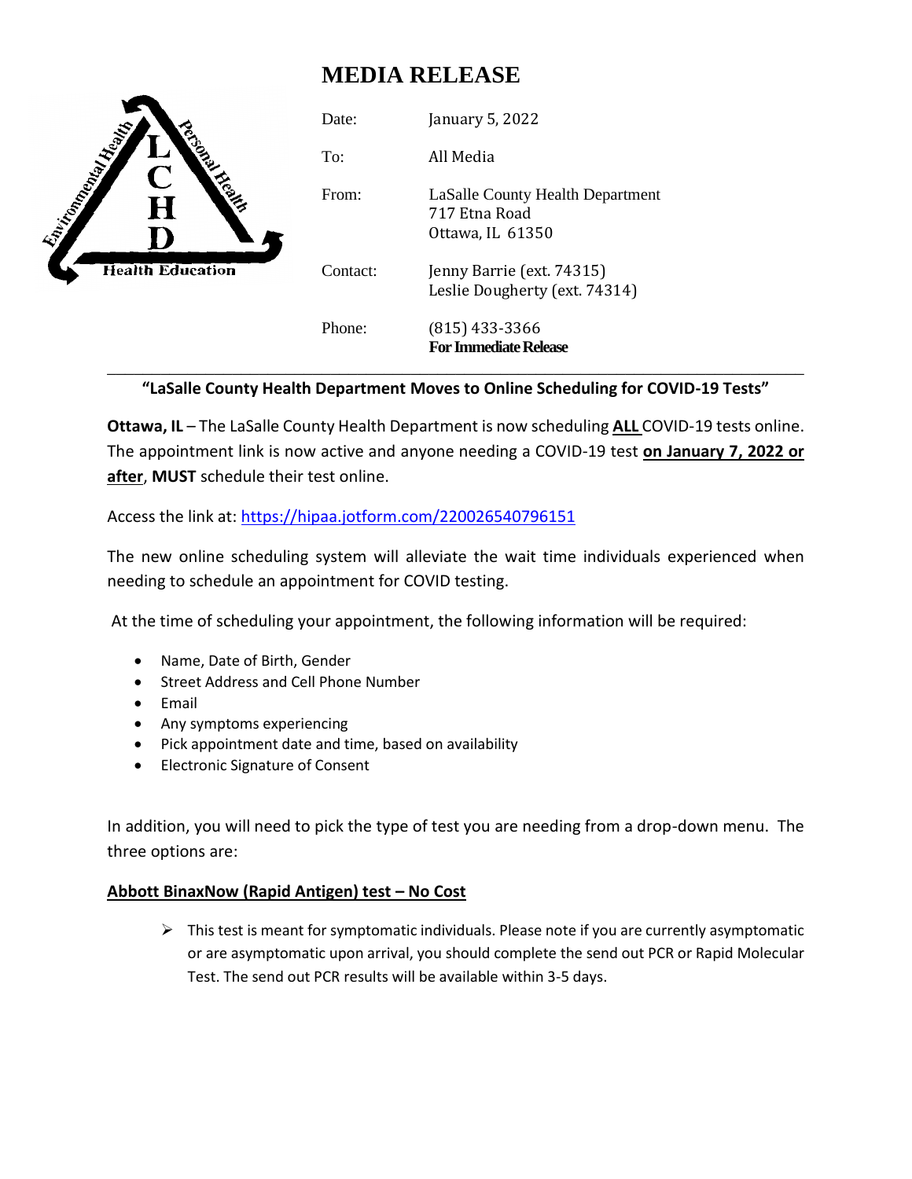Environmental Health · Personal Health · Health Education

L
C
H
D

# MEDIA RELEASE

| | |
|---|---|
| Date: | January 5, 2022 |
| To: | All Media |
| From: | LaSalle County Health Department<br>717 Etna Road<br>Ottawa, IL 61350 |
| Contact: | Jenny Barrie (ext. 74315)<br>Leslie Dougherty (ext. 74314) |
| Phone: | (815) 433-3366<br>**For Immediate Release** |

---

**"LaSalle County Health Department Moves to Online Scheduling for COVID-19 Tests"**

**Ottawa, IL** – The LaSalle County Health Department is now scheduling **ALL** COVID-19 tests online. The appointment link is now active and anyone needing a COVID-19 test **on January 7, 2022 or after**, **MUST** schedule their test online.

Access the link at: https://hipaa.jotform.com/220026540796151

The new online scheduling system will alleviate the wait time individuals experienced when needing to schedule an appointment for COVID testing.

At the time of scheduling your appointment, the following information will be required:

- Name, Date of Birth, Gender
- Street Address and Cell Phone Number
- Email
- Any symptoms experiencing
- Pick appointment date and time, based on availability
- Electronic Signature of Consent

In addition, you will need to pick the type of test you are needing from a drop-down menu. The three options are:

**Abbott BinaxNow (Rapid Antigen) test – No Cost**

- This test is meant for symptomatic individuals. Please note if you are currently asymptomatic or are asymptomatic upon arrival, you should complete the send out PCR or Rapid Molecular Test. The send out PCR results will be available within 3-5 days.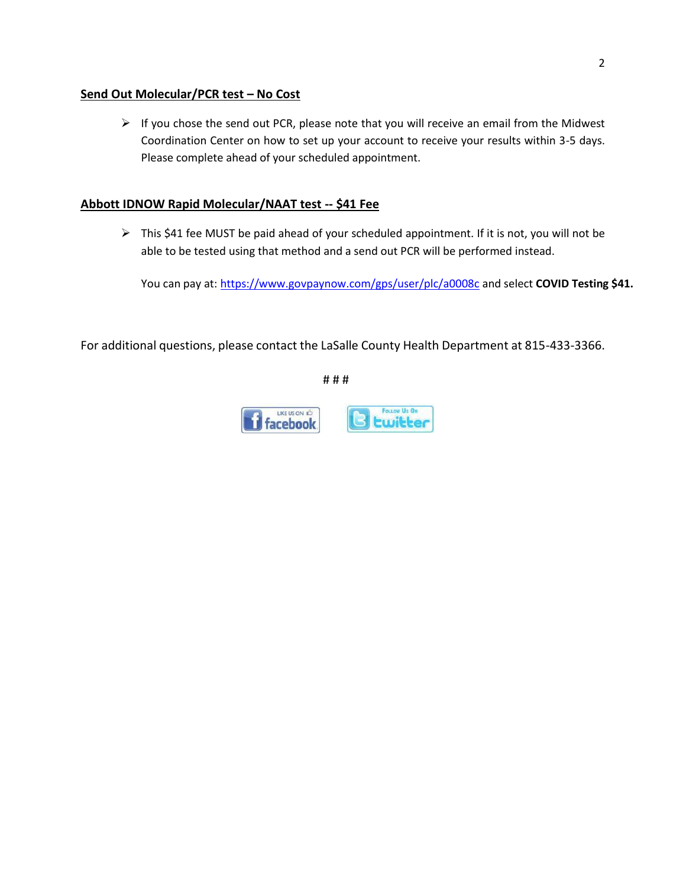**Send Out Molecular/PCR test – No Cost**

- If you chose the send out PCR, please note that you will receive an email from the Midwest Coordination Center on how to set up your account to receive your results within 3-5 days. Please complete ahead of your scheduled appointment.

**Abbott IDNOW Rapid Molecular/NAAT test -- $41 Fee**

- This $41 fee MUST be paid ahead of your scheduled appointment. If it is not, you will not be able to be tested using that method and a send out PCR will be performed instead.

  You can pay at: https://www.govpaynow.com/gps/user/plc/a0008c and select **COVID Testing $41.**

For additional questions, please contact the LaSalle County Health Department at 815-433-3366.

# # #

LIKE US ON facebook FOLLOW US ON twitter